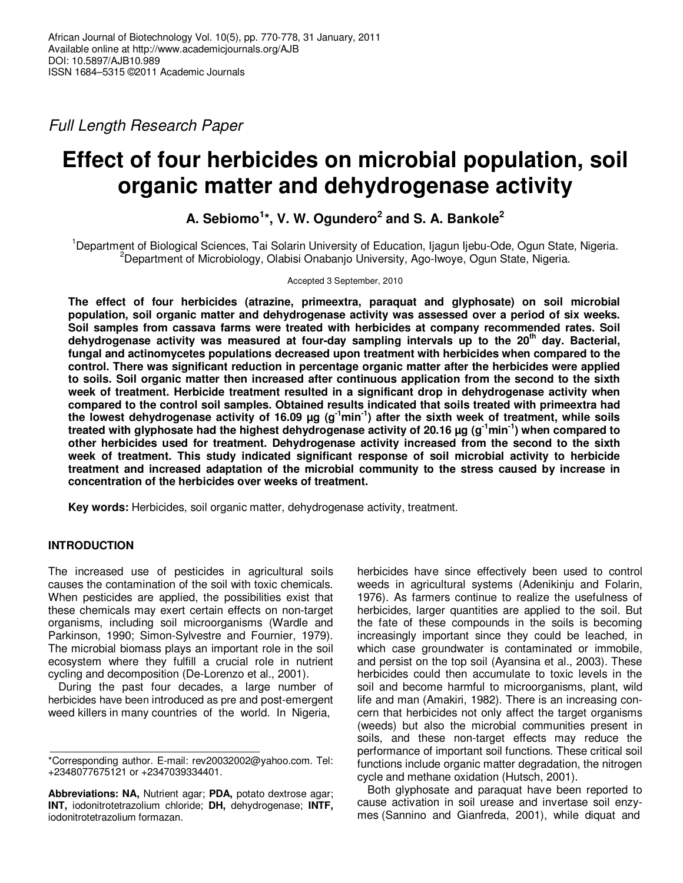Full Length Research Paper

# Effect of four herbicides on microbial population, soil organic matter and dehydrogenase activity

**A. Sebiomo[1]*, V. W. Ogundero[2] and S. A. Bankole[2]**

[1]Department of Biological Sciences, Tai Solarin University of Education, Ijagun Ijebu-Ode, Ogun State, Nigeria.
[2]Department of Microbiology, Olabisi Onabanjo University, Ago-Iwoye, Ogun State, Nigeria.

Accepted 3 September, 2010

**The effect of four herbicides (atrazine, primeextra, paraquat and glyphosate) on soil microbial population, soil organic matter and dehydrogenase activity was assessed over a period of six weeks. Soil samples from cassava farms were treated with herbicides at company recommended rates. Soil dehydrogenase activity was measured at four-day sampling intervals up to the 20th day. Bacterial, fungal and actinomycetes populations decreased upon treatment with herbicides when compared to the control. There was significant reduction in percentage organic matter after the herbicides were applied to soils. Soil organic matter then increased after continuous application from the second to the sixth week of treatment. Herbicide treatment resulted in a significant drop in dehydrogenase activity when compared to the control soil samples. Obtained results indicated that soils treated with primeextra had the lowest dehydrogenase activity of 16.09 µg ($g^{-1}min^{-1}$) after the sixth week of treatment, while soils treated with glyphosate had the highest dehydrogenase activity of 20.16 µg ($g^{-1}min^{-1}$) when compared to other herbicides used for treatment. Dehydrogenase activity increased from the second to the sixth week of treatment. This study indicated significant response of soil microbial activity to herbicide treatment and increased adaptation of the microbial community to the stress caused by increase in concentration of the herbicides over weeks of treatment.**

**Key words:** Herbicides, soil organic matter, dehydrogenase activity, treatment.

## INTRODUCTION

The increased use of pesticides in agricultural soils causes the contamination of the soil with toxic chemicals. When pesticides are applied, the possibilities exist that these chemicals may exert certain effects on non-target organisms, including soil microorganisms (Wardle and Parkinson, 1990; Simon-Sylvestre and Fournier, 1979). The microbial biomass plays an important role in the soil ecosystem where they fulfill a crucial role in nutrient cycling and decomposition (De-Lorenzo et al., 2001).

During the past four decades, a large number of herbicides have been introduced as pre and post-emergent weed killers in many countries of the world. In Nigeria, herbicides have since effectively been used to control weeds in agricultural systems (Adenikinju and Folarin, 1976). As farmers continue to realize the usefulness of herbicides, larger quantities are applied to the soil. But the fate of these compounds in the soils is becoming increasingly important since they could be leached, in which case groundwater is contaminated or immobile, and persist on the top soil (Ayansina et al., 2003). These herbicides could then accumulate to toxic levels in the soil and become harmful to microorganisms, plant, wild life and man (Amakiri, 1982). There is an increasing concern that herbicides not only affect the target organisms (weeds) but also the microbial communities present in soils, and these non-target effects may reduce the performance of important soil functions. These critical soil functions include organic matter degradation, the nitrogen cycle and methane oxidation (Hutsch, 2001).

Both glyphosate and paraquat have been reported to cause activation in soil urease and invertase soil enzymes (Sannino and Gianfreda, 2001), while diquat and

*Corresponding author. E-mail: rev20032002@yahoo.com. Tel: +2348077675121 or +2347039334401.

**Abbreviations: NA,** Nutrient agar; **PDA,** potato dextrose agar; **INT,** iodonitrotetrazolium chloride; **DH,** dehydrogenase; **INTF,** iodonitrotetrazolium formazan.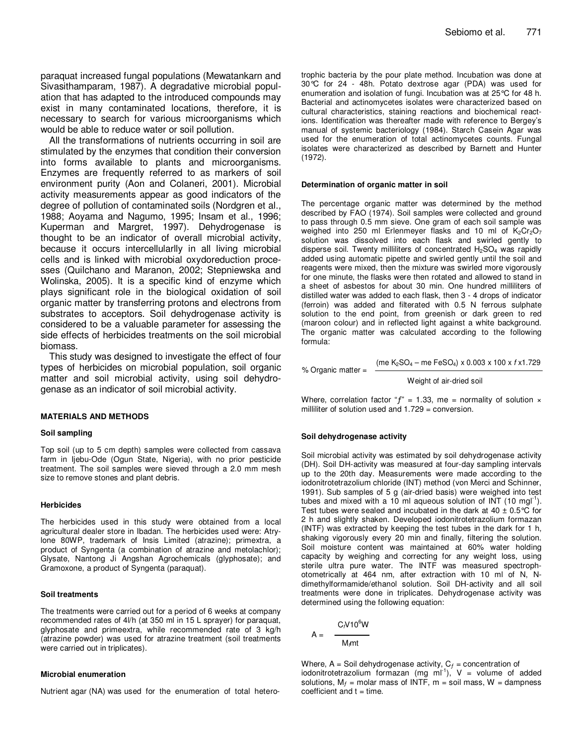paraquat increased fungal populations (Mewatankarn and Sivasithamparam, 1987). A degradative microbial population that has adapted to the introduced compounds may exist in many contaminated locations, therefore, it is necessary to search for various microorganisms which would be able to reduce water or soil pollution.

All the transformations of nutrients occurring in soil are stimulated by the enzymes that condition their conversion into forms available to plants and microorganisms. Enzymes are frequently referred to as markers of soil environment purity (Aon and Colaneri, 2001). Microbial activity measurements appear as good indicators of the degree of pollution of contaminated soils (Nordgren et al., 1988; Aoyama and Nagumo, 1995; Insam et al., 1996; Kuperman and Margret, 1997). Dehydrogenase is thought to be an indicator of overall microbial activity, because it occurs intercellularlly in all living microbial cells and is linked with microbial oxydoreduction processes (Quilchano and Maranon, 2002; Stepniewska and Wolinska, 2005). It is a specific kind of enzyme which plays significant role in the biological oxidation of soil organic matter by transferring protons and electrons from substrates to acceptors. Soil dehydrogenase activity is considered to be a valuable parameter for assessing the side effects of herbicides treatments on the soil microbial biomass.

This study was designed to investigate the effect of four types of herbicides on microbial population, soil organic matter and soil microbial activity, using soil dehydrogenase as an indicator of soil microbial activity.

## MATERIALS AND METHODS

### Soil sampling

Top soil (up to 5 cm depth) samples were collected from cassava farm in Ijebu-Ode (Ogun State, Nigeria), with no prior pesticide treatment. The soil samples were sieved through a 2.0 mm mesh size to remove stones and plant debris.

### Herbicides

The herbicides used in this study were obtained from a local agricultural dealer store in Ibadan. The herbicides used were: Atrylone 80WP, trademark of Insis Limited (atrazine); primextra, a product of Syngenta (a combination of atrazine and metolachlor); Glysate, Nantong Ji Angshan Agrochemicals (glyphosate); and Gramoxone, a product of Syngenta (paraquat).

### Soil treatments

The treatments were carried out for a period of 6 weeks at company recommended rates of 4l/h (at 350 ml in 15 L sprayer) for paraquat, glyphosate and primeextra, while recommended rate of 3 kg/h (atrazine powder) was used for atrazine treatment (soil treatments were carried out in triplicates).

### Microbial enumeration

Nutrient agar (NA) was used for the enumeration of total heterotrophic bacteria by the pour plate method. Incubation was done at 30°C for 24 - 48h. Potato dextrose agar (PDA) was used for enumeration and isolation of fungi. Incubation was at 25°C for 48 h. Bacterial and actinomycetes isolates were characterized based on cultural characteristics, staining reactions and biochemical reactions. Identification was thereafter made with reference to Bergey's manual of systemic bacteriology (1984). Starch Casein Agar was used for the enumeration of total actinomycetes counts. Fungal isolates were characterized as described by Barnett and Hunter (1972).

### Determination of organic matter in soil

The percentage organic matter was determined by the method described by FAO (1974). Soil samples were collected and ground to pass through 0.5 mm sieve. One gram of each soil sample was weighed into 250 ml Erlenmeyer flasks and 10 ml of $K_2Cr_2O_7$ solution was dissolved into each flask and swirled gently to disperse soil. Twenty milliliters of concentrated $H_2SO_4$ was rapidly added using automatic pipette and swirled gently until the soil and reagents were mixed, then the mixture was swirled more vigorously for one minute, the flasks were then rotated and allowed to stand in a sheet of asbestos for about 30 min. One hundred milliliters of distilled water was added to each flask, then 3 - 4 drops of indicator (ferroin) was added and filterated with 0.5 N ferrous sulphate solution to the end point, from greenish or dark green to red (maroon colour) and in reflected light against a white background. The organic matter was calculated according to the following formula:

$$\%\ \text{Organic matter} = \frac{(\text{me } K_2SO_4 - \text{me } FeSO_4) \times 0.003 \times 100 \times f \times 1.729}{\text{Weight of air-dried soil}}$$

Where, correlation factor "$f$" = 1.33, me = normality of solution × milliliter of solution used and 1.729 = conversion.

### Soil dehydrogenase activity

Soil microbial activity was estimated by soil dehydrogenase activity (DH). Soil DH-activity was measured at four-day sampling intervals up to the 20th day. Measurements were made according to the iodonitrotetrazolium chloride (INT) method (von Merci and Schinner, 1991). Sub samples of 5 g (air-dried basis) were weighed into test tubes and mixed with a 10 ml aqueous solution of INT (10 mgl$^{-1}$). Test tubes were sealed and incubated in the dark at 40 ± 0.5°C for 2 h and slightly shaken. Developed iodonitrotetrazolium formazan (INTF) was extracted by keeping the test tubes in the dark for 1 h, shaking vigorously every 20 min and finally, filtering the solution. Soil moisture content was maintained at 60% water holding capacity by weighing and correcting for any weight loss, using sterile ultra pure water. The INTF was measured spectrophotometrically at 464 nm, after extraction with 10 ml of N, N-dimethylformamide/ethanol solution. Soil DH-activity and all soil treatments were done in triplicates. Dehydrogenase activity was determined using the following equation:

$$A = \frac{C_f V 10^6 W}{M_f m t}$$

Where, A = Soil dehydrogenase activity, $C_f$ = concentration of iodonitrotetrazolium formazan (mg ml$^{-1}$), V = volume of added solutions, $M_f$ = molar mass of INTF, m = soil mass, W = dampness coefficient and t = time.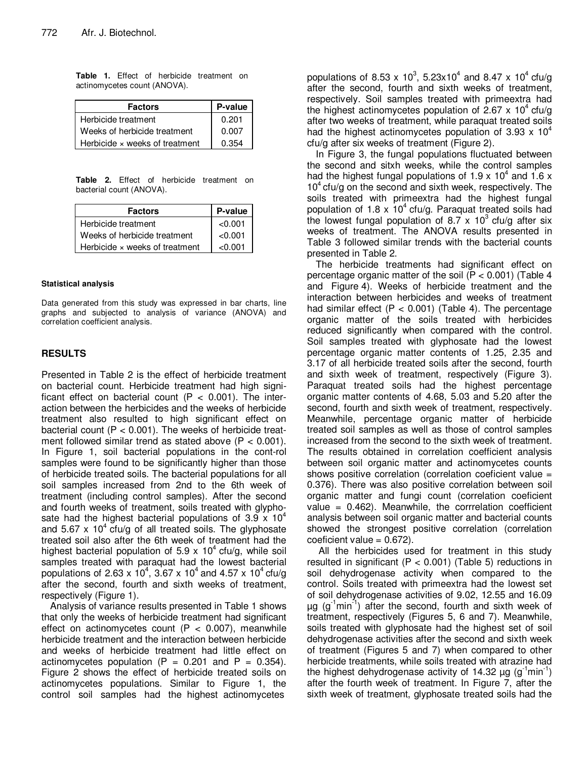**Table 1.** Effect of herbicide treatment on actinomycetes count (ANOVA).

| Factors | P-value |
|---|---|
| Herbicide treatment | 0.201 |
| Weeks of herbicide treatment | 0.007 |
| Herbicide × weeks of treatment | 0.354 |

**Table 2.** Effect of herbicide treatment on bacterial count (ANOVA).

| Factors | P-value |
|---|---|
| Herbicide treatment | <0.001 |
| Weeks of herbicide treatment | <0.001 |
| Herbicide × weeks of treatment | <0.001 |

#### Statistical analysis

Data generated from this study was expressed in bar charts, line graphs and subjected to analysis of variance (ANOVA) and correlation coefficient analysis.

## RESULTS

Presented in Table 2 is the effect of herbicide treatment on bacterial count. Herbicide treatment had high significant effect on bacterial count ($P < 0.001$). The interaction between the herbicides and the weeks of herbicide treatment also resulted to high significant effect on bacterial count ($P < 0.001$). The weeks of herbicide treatment followed similar trend as stated above ($P < 0.001$). In Figure 1, soil bacterial populations in the cont-rol samples were found to be significantly higher than those of herbicide treated soils. The bacterial populations for all soil samples increased from 2nd to the 6th week of treatment (including control samples). After the second and fourth weeks of treatment, soils treated with glyphosate had the highest bacterial populations of $3.9 \times 10^4$ and $5.67 \times 10^4$ cfu/g of all treated soils. The glyphosate treated soil also after the 6th week of treatment had the highest bacterial population of $5.9 \times 10^4$ cfu/g, while soil samples treated with paraquat had the lowest bacterial populations of $2.63 \times 10^4$, $3.67 \times 10^4$ and $4.57 \times 10^4$ cfu/g after the second, fourth and sixth weeks of treatment, respectively (Figure 1).

Analysis of variance results presented in Table 1 shows that only the weeks of herbicide treatment had significant effect on actinomycetes count ($P < 0.007$), meanwhile herbicide treatment and the interaction between herbicide and weeks of herbicide treatment had little effect on actinomycetes population ($P = 0.201$ and $P = 0.354$). Figure 2 shows the effect of herbicide treated soils on actinomycetes populations. Similar to Figure 1, the control soil samples had the highest actinomycetes populations of $8.53 \times 10^3$, $5.23 \times 10^4$ and $8.47 \times 10^4$ cfu/g after the second, fourth and sixth weeks of treatment, respectively. Soil samples treated with primeextra had the highest actinomycetes population of $2.67 \times 10^4$ cfu/g after two weeks of treatment, while paraquat treated soils had the highest actinomycetes population of $3.93 \times 10^4$ cfu/g after six weeks of treatment (Figure 2).

In Figure 3, the fungal populations fluctuated between the second and sitxh weeks, while the control samples had the highest fungal populations of $1.9 \times 10^4$ and $1.6 \times 10^4$ cfu/g on the second and sixth week, respectively. The soils treated with primeextra had the highest fungal population of $1.8 \times 10^4$ cfu/g. Paraquat treated soils had the lowest fungal population of $8.7 \times 10^3$ cfu/g after six weeks of treatment. The ANOVA results presented in Table 3 followed similar trends with the bacterial counts presented in Table 2.

The herbicide treatments had significant effect on percentage organic matter of the soil ($P < 0.001$) (Table 4 and Figure 4). Weeks of herbicide treatment and the interaction between herbicides and weeks of treatment had similar effect ($P < 0.001$) (Table 4). The percentage organic matter of the soils treated with herbicides reduced significantly when compared with the control. Soil samples treated with glyphosate had the lowest percentage organic matter contents of 1.25, 2.35 and 3.17 of all herbicide treated soils after the second, fourth and sixth week of treatment, respectively (Figure 3). Paraquat treated soils had the highest percentage organic matter contents of 4.68, 5.03 and 5.20 after the second, fourth and sixth week of treatment, respectively. Meanwhile, percentage organic matter of herbicide treated soil samples as well as those of control samples increased from the second to the sixth week of treatment. The results obtained in correlation coefficient analysis between soil organic matter and actinomycetes counts shows positive correlation (correlation coeficient value = 0.376). There was also positive correlation between soil organic matter and fungi count (correlation coeficient value = 0.462). Meanwhile, the corrrelation coefficient analysis between soil organic matter and bacterial counts showed the strongest positive correlation (correlation coeficient value = 0.672).

All the herbicides used for treatment in this study resulted in significant ($P < 0.001$) (Table 5) reductions in soil dehydrogenase activity when compared to the control. Soils treated with primeextra had the lowest set of soil dehydrogenase activities of 9.02, 12.55 and 16.09 µg ($g^{-1}min^{-1}$) after the second, fourth and sixth week of treatment, respectively (Figures 5, 6 and 7). Meanwhile, soils treated with glyphosate had the highest set of soil dehydrogenase activities after the second and sixth week of treatment (Figures 5 and 7) when compared to other herbicide treatments, while soils treated with atrazine had the highest dehydrogenase activity of 14.32 µg ($g^{-1}min^{-1}$) after the fourth week of treatment. In Figure 7, after the sixth week of treatment, glyphosate treated soils had the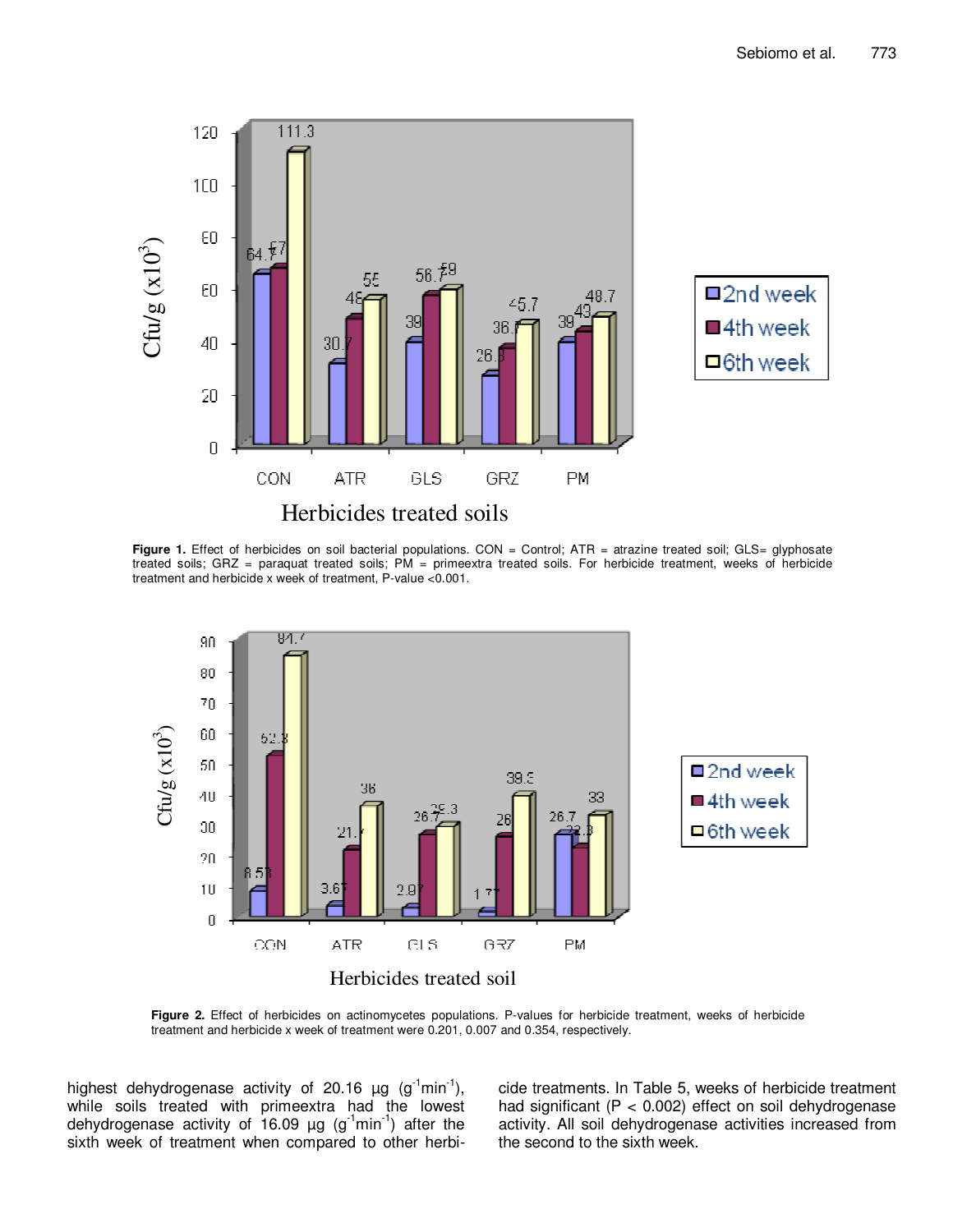**Figure 1.** Effect of herbicides on soil bacterial populations. CON = Control; ATR = atrazine treated soil; GLS= glyphosate treated soils; GRZ = paraquat treated soils; PM = primeextra treated soils. For herbicide treatment, weeks of herbicide treatment and herbicide x week of treatment, P-value <0.001.

**Figure 2.** Effect of herbicides on actinomycetes populations. P-values for herbicide treatment, weeks of herbicide treatment and herbicide x week of treatment were 0.201, 0.007 and 0.354, respectively.

highest dehydrogenase activity of 20.16 µg ($g^{-1}min^{-1}$), while soils treated with primeextra had the lowest dehydrogenase activity of 16.09 µg ($g^{-1}min^{-1}$) after the sixth week of treatment when compared to other herbicide treatments. In Table 5, weeks of herbicide treatment had significant ($P < 0.002$) effect on soil dehydrogenase activity. All soil dehydrogenase activities increased from the second to the sixth week.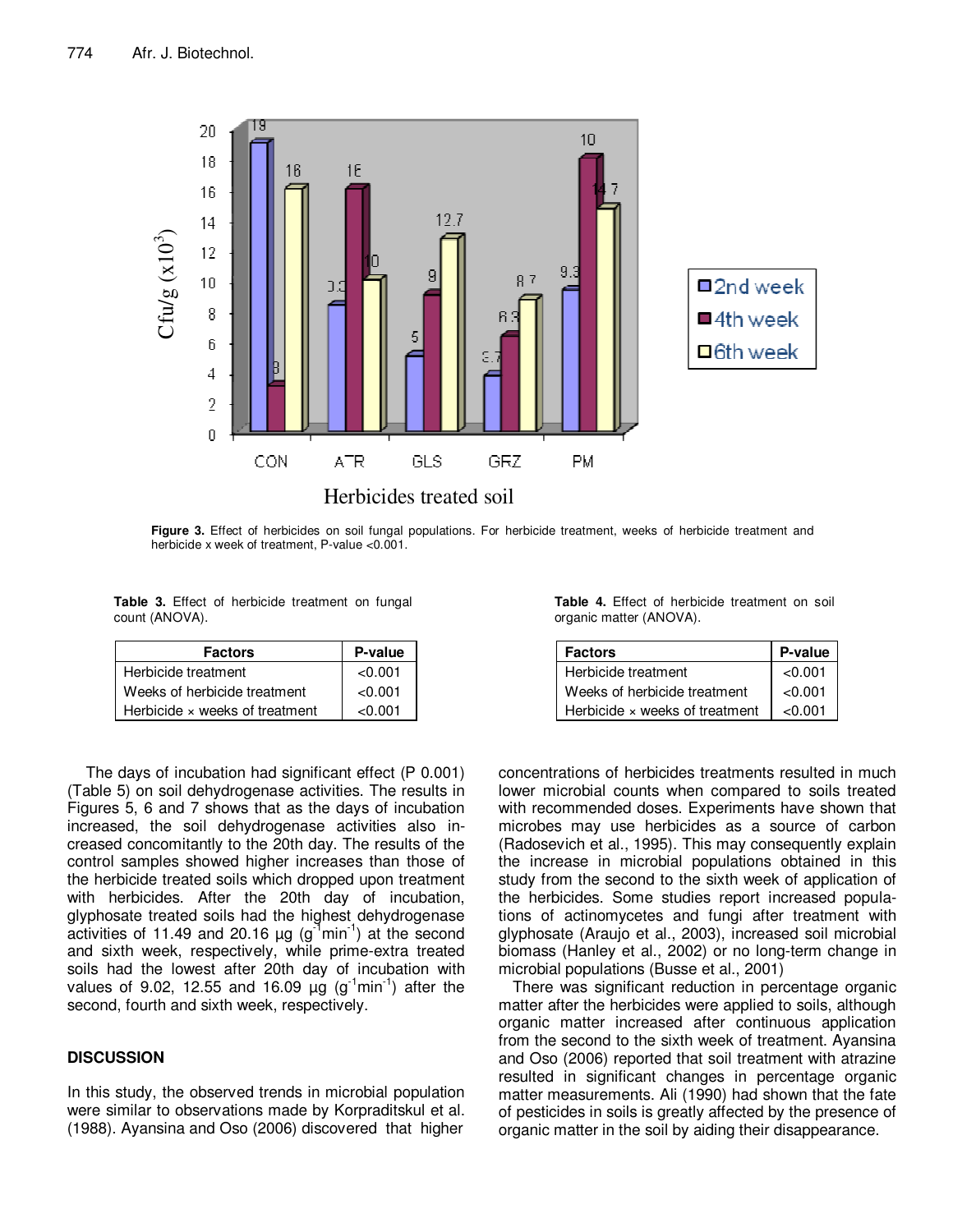**Figure 3.** Effect of herbicides on soil fungal populations. For herbicide treatment, weeks of herbicide treatment and herbicide x week of treatment, P-value <0.001.

**Table 3.** Effect of herbicide treatment on fungal count (ANOVA).

| Factors | P-value |
|---|---|
| Herbicide treatment | <0.001 |
| Weeks of herbicide treatment | <0.001 |
| Herbicide × weeks of treatment | <0.001 |

**Table 4.** Effect of herbicide treatment on soil organic matter (ANOVA).

| Factors | P-value |
|---|---|
| Herbicide treatment | <0.001 |
| Weeks of herbicide treatment | <0.001 |
| Herbicide × weeks of treatment | <0.001 |

The days of incubation had significant effect (P 0.001) (Table 5) on soil dehydrogenase activities. The results in Figures 5, 6 and 7 shows that as the days of incubation increased, the soil dehydrogenase activities also increased concomitantly to the 20th day. The results of the control samples showed higher increases than those of the herbicide treated soils which dropped upon treatment with herbicides. After the 20th day of incubation, glyphosate treated soils had the highest dehydrogenase activities of 11.49 and 20.16 µg ($g^{-1}min^{-1}$) at the second and sixth week, respectively, while prime-extra treated soils had the lowest after 20th day of incubation with values of 9.02, 12.55 and 16.09 µg ($g^{-1}min^{-1}$) after the second, fourth and sixth week, respectively.

## DISCUSSION

In this study, the observed trends in microbial population were similar to observations made by Korpraditskul et al. (1988). Ayansina and Oso (2006) discovered that higher concentrations of herbicides treatments resulted in much lower microbial counts when compared to soils treated with recommended doses. Experiments have shown that microbes may use herbicides as a source of carbon (Radosevich et al., 1995). This may consequently explain the increase in microbial populations obtained in this study from the second to the sixth week of application of the herbicides. Some studies report increased populations of actinomycetes and fungi after treatment with glyphosate (Araujo et al., 2003), increased soil microbial biomass (Hanley et al., 2002) or no long-term change in microbial populations (Busse et al., 2001)

There was significant reduction in percentage organic matter after the herbicides were applied to soils, although organic matter increased after continuous application from the second to the sixth week of treatment. Ayansina and Oso (2006) reported that soil treatment with atrazine resulted in significant changes in percentage organic matter measurements. Ali (1990) had shown that the fate of pesticides in soils is greatly affected by the presence of organic matter in the soil by aiding their disappearance.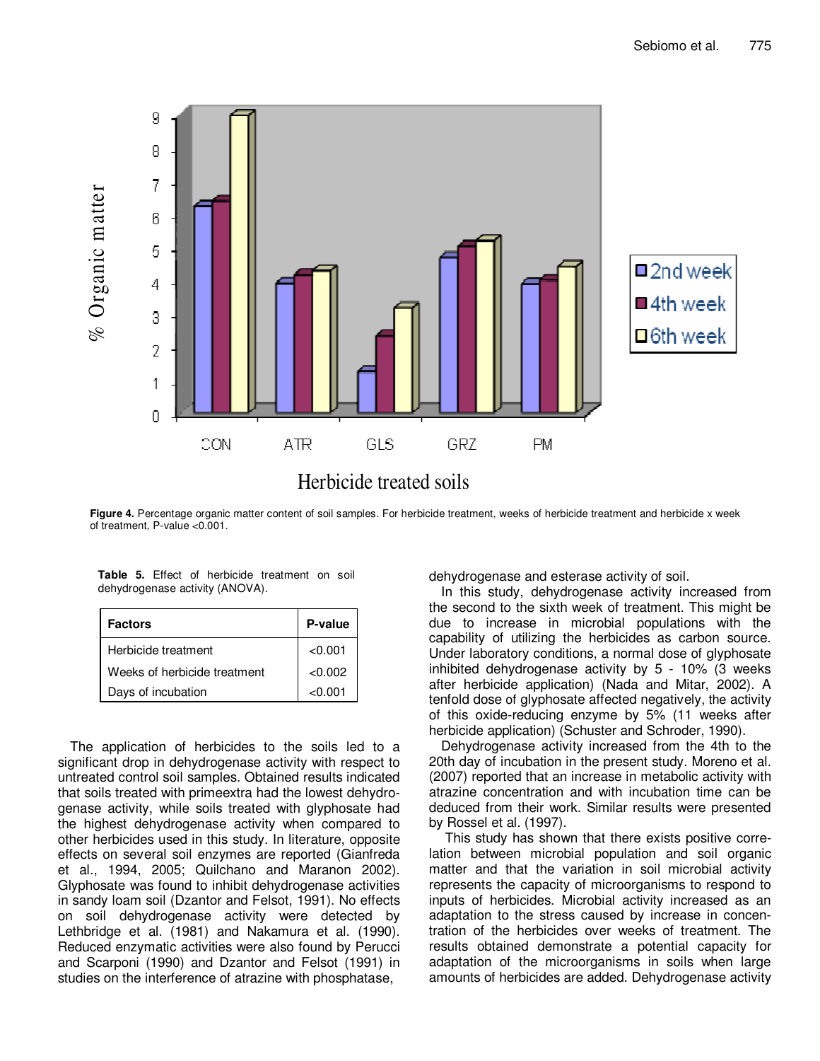**Figure 4.** Percentage organic matter content of soil samples. For herbicide treatment, weeks of herbicide treatment and herbicide x week of treatment, P-value <0.001.

**Table 5.** Effect of herbicide treatment on soil dehydrogenase activity (ANOVA).

| Factors | P-value |
|---|---|
| Herbicide treatment | <0.001 |
| Weeks of herbicide treatment | <0.002 |
| Days of incubation | <0.001 |

The application of herbicides to the soils led to a significant drop in dehydrogenase activity with respect to untreated control soil samples. Obtained results indicated that soils treated with primeextra had the lowest dehydrogenase activity, while soils treated with glyphosate had the highest dehydrogenase activity when compared to other herbicides used in this study. In literature, opposite effects on several soil enzymes are reported (Gianfreda et al., 1994, 2005; Quilchano and Maranon 2002). Glyphosate was found to inhibit dehydrogenase activities in sandy loam soil (Dzantor and Felsot, 1991). No effects on soil dehydrogenase activity were detected by Lethbridge et al. (1981) and Nakamura et al. (1990). Reduced enzymatic activities were also found by Perucci and Scarponi (1990) and Dzantor and Felsot (1991) in studies on the interference of atrazine with phosphatase, dehydrogenase and esterase activity of soil.

In this study, dehydrogenase activity increased from the second to the sixth week of treatment. This might be due to increase in microbial populations with the capability of utilizing the herbicides as carbon source. Under laboratory conditions, a normal dose of glyphosate inhibited dehydrogenase activity by 5 - 10% (3 weeks after herbicide application) (Nada and Mitar, 2002). A tenfold dose of glyphosate affected negatively, the activity of this oxide-reducing enzyme by 5% (11 weeks after herbicide application) (Schuster and Schroder, 1990).

Dehydrogenase activity increased from the 4th to the 20th day of incubation in the present study. Moreno et al. (2007) reported that an increase in metabolic activity with atrazine concentration and with incubation time can be deduced from their work. Similar results were presented by Rossel et al. (1997).

This study has shown that there exists positive correlation between microbial population and soil organic matter and that the variation in soil microbial activity represents the capacity of microorganisms to respond to inputs of herbicides. Microbial activity increased as an adaptation to the stress caused by increase in concentration of the herbicides over weeks of treatment. The results obtained demonstrate a potential capacity for adaptation of the microorganisms in soils when large amounts of herbicides are added. Dehydrogenase activity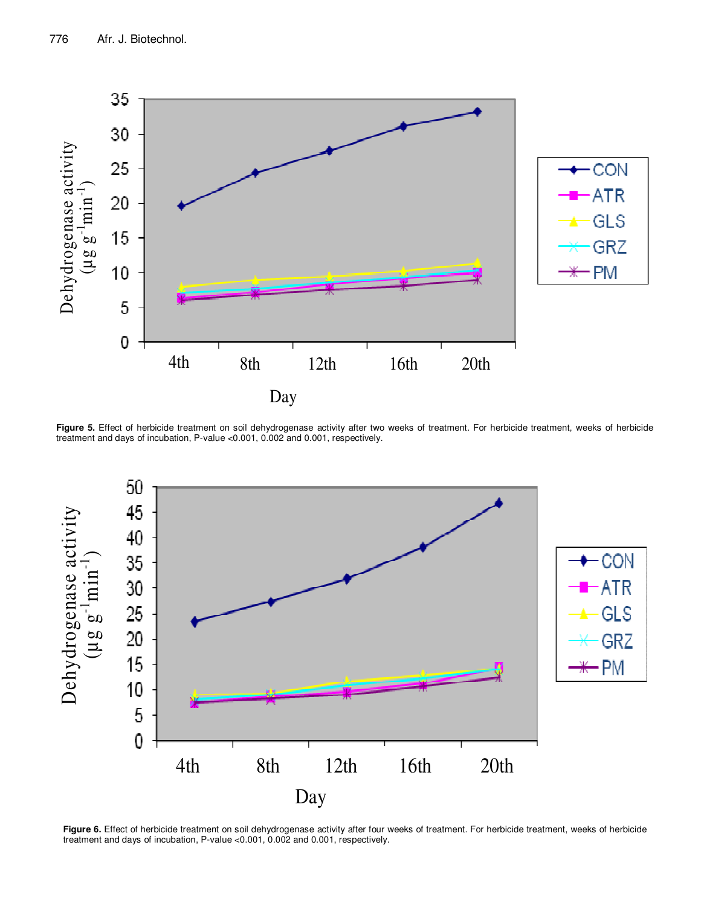**Figure 5.** Effect of herbicide treatment on soil dehydrogenase activity after two weeks of treatment. For herbicide treatment, weeks of herbicide treatment and days of incubation, P-value <0.001, 0.002 and 0.001, respectively.

**Figure 6.** Effect of herbicide treatment on soil dehydrogenase activity after four weeks of treatment. For herbicide treatment, weeks of herbicide treatment and days of incubation, P-value <0.001, 0.002 and 0.001, respectively.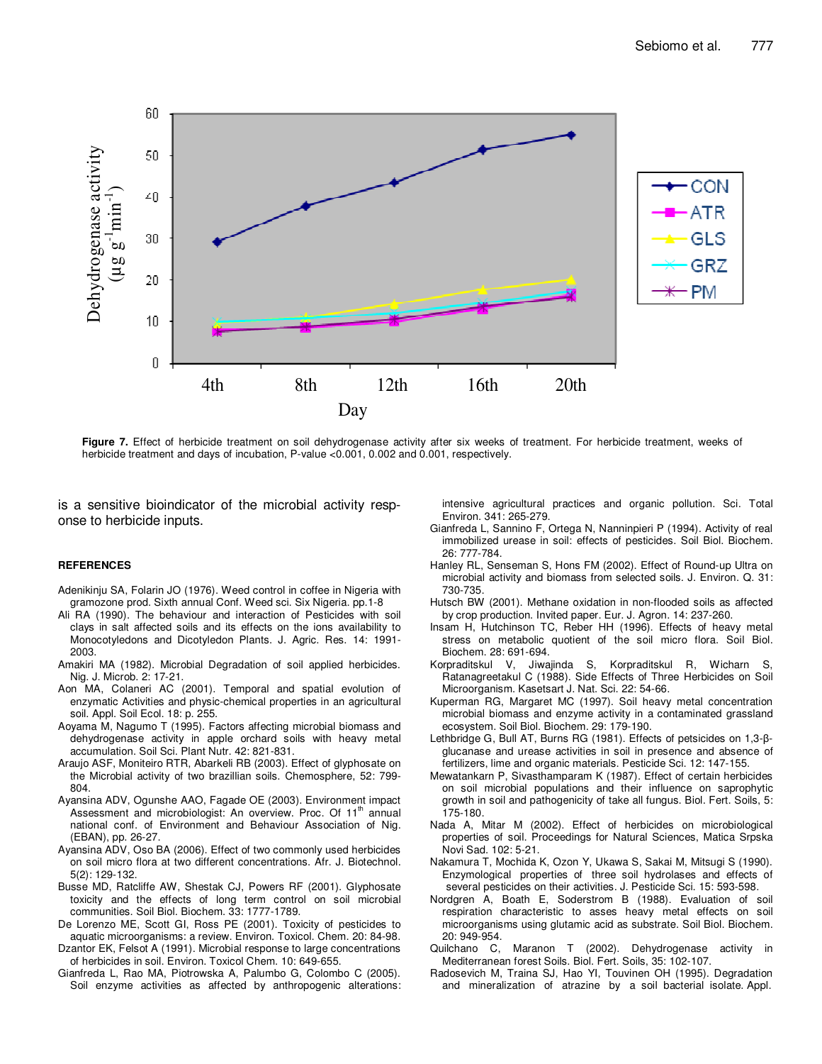**Figure 7.** Effect of herbicide treatment on soil dehydrogenase activity after six weeks of treatment. For herbicide treatment, weeks of herbicide treatment and days of incubation, P-value <0.001, 0.002 and 0.001, respectively.

is a sensitive bioindicator of the microbial activity response to herbicide inputs.

## REFERENCES

Adenikinju SA, Folarin JO (1976). Weed control in coffee in Nigeria with gramozone prod. Sixth annual Conf. Weed sci. Six Nigeria. pp.1-8

Ali RA (1990). The behaviour and interaction of Pesticides with soil clays in salt affected soils and its effects on the ions availability to Monocotyledons and Dicotyledon Plants. J. Agric. Res. 14: 1991-2003.

Amakiri MA (1982). Microbial Degradation of soil applied herbicides. Nig. J. Microb. 2: 17-21.

Aon MA, Colaneri AC (2001). Temporal and spatial evolution of enzymatic Activities and physic-chemical properties in an agricultural soil. Appl. Soil Ecol. 18: p. 255.

Aoyama M, Nagumo T (1995). Factors affecting microbial biomass and dehydrogenase activity in apple orchard soils with heavy metal accumulation. Soil Sci. Plant Nutr. 42: 821-831.

Araujo ASF, Moniteiro RTR, Abarkeli RB (2003). Effect of glyphosate on the Microbial activity of two brazillian soils. Chemosphere, 52: 799-804.

Ayansina ADV, Ogunshe AAO, Fagade OE (2003). Environment impact Assessment and microbiologist: An overview. Proc. Of 11th annual national conf. of Environment and Behaviour Association of Nig. (EBAN), pp. 26-27.

Ayansina ADV, Oso BA (2006). Effect of two commonly used herbicides on soil micro flora at two different concentrations. Afr. J. Biotechnol. 5(2): 129-132.

Busse MD, Ratcliffe AW, Shestak CJ, Powers RF (2001). Glyphosate toxicity and the effects of long term control on soil microbial communities. Soil Biol. Biochem. 33: 1777-1789.

De Lorenzo ME, Scott GI, Ross PE (2001). Toxicity of pesticides to aquatic microorganisms: a review. Environ. Toxicol. Chem. 20: 84-98.

Dzantor EK, Felsot A (1991). Microbial response to large concentrations of herbicides in soil. Environ. Toxicol Chem. 10: 649-655.

Gianfreda L, Rao MA, Piotrowska A, Palumbo G, Colombo C (2005). Soil enzyme activities as affected by anthropogenic alterations: intensive agricultural practices and organic pollution. Sci. Total Environ. 341: 265-279.

Gianfreda L, Sannino F, Ortega N, Nanninpieri P (1994). Activity of real immobilized urease in soil: effects of pesticides. Soil Biol. Biochem. 26: 777-784.

Hanley RL, Senseman S, Hons FM (2002). Effect of Round-up Ultra on microbial activity and biomass from selected soils. J. Environ. Q. 31: 730-735.

Hutsch BW (2001). Methane oxidation in non-flooded soils as affected by crop production. Invited paper. Eur. J. Agron. 14: 237-260.

Insam H, Hutchinson TC, Reber HH (1996). Effects of heavy metal stress on metabolic quotient of the soil micro flora. Soil Biol. Biochem. 28: 691-694.

Korpraditskul V, Jiwajinda S, Korpraditskul R, Wicharn S, Ratanagreetakul C (1988). Side Effects of Three Herbicides on Soil Microorganism. Kasetsart J. Nat. Sci. 22: 54-66.

Kuperman RG, Margaret MC (1997). Soil heavy metal concentration microbial biomass and enzyme activity in a contaminated grassland ecosystem. Soil Biol. Biochem. 29: 179-190.

Lethbridge G, Bull AT, Burns RG (1981). Effects of petsicides on 1,3-β-glucanase and urease activities in soil in presence and absence of fertilizers, lime and organic materials. Pesticide Sci. 12: 147-155.

Mewatankarn P, Sivasthamparam K (1987). Effect of certain herbicides on soil microbial populations and their influence on saprophytic growth in soil and pathogenicity of take all fungus. Biol. Fert. Soils, 5: 175-180.

Nada A, Mitar M (2002). Effect of herbicides on microbiological properties of soil. Proceedings for Natural Sciences, Matica Srpska Novi Sad. 102: 5-21.

Nakamura T, Mochida K, Ozon Y, Ukawa S, Sakai M, Mitsugi S (1990). Enzymological properties of three soil hydrolases and effects of several pesticides on their activities. J. Pesticide Sci. 15: 593-598.

Nordgren A, Boath E, Soderstrom B (1988). Evaluation of soil respiration characteristic to asses heavy metal effects on soil microorganisms using glutamic acid as substrate. Soil Biol. Biochem. 20: 949-954.

Quilchano C, Maranon T (2002). Dehydrogenase activity in Mediterranean forest Soils. Biol. Fert. Soils, 35: 102-107.

Radosevich M, Traina SJ, Hao YI, Touvinen OH (1995). Degradation and mineralization of atrazine by a soil bacterial isolate. Appl.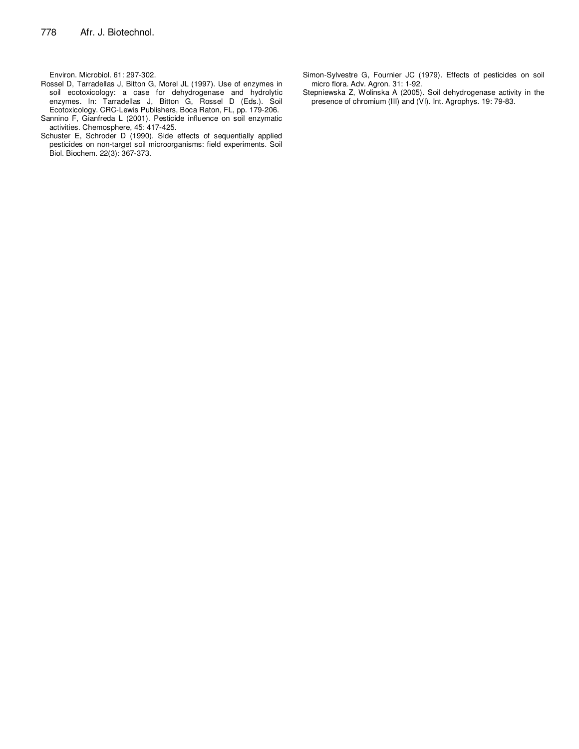Environ. Microbiol. 61: 297-302.

Rossel D, Tarradellas J, Bitton G, Morel JL (1997). Use of enzymes in soil ecotoxicology: a case for dehydrogenase and hydrolytic enzymes. In: Tarradellas J, Bitton G, Rossel D (Eds.). Soil Ecotoxicology. CRC-Lewis Publishers, Boca Raton, FL, pp. 179-206.

Sannino F, Gianfreda L (2001). Pesticide influence on soil enzymatic activities. Chemosphere, 45: 417-425.

Schuster E, Schroder D (1990). Side effects of sequentially applied pesticides on non-target soil microorganisms: field experiments. Soil Biol. Biochem. 22(3): 367-373.

Simon-Sylvestre G, Fournier JC (1979). Effects of pesticides on soil micro flora. Adv. Agron. 31: 1-92.

Stepniewska Z, Wolinska A (2005). Soil dehydrogenase activity in the presence of chromium (III) and (VI). Int. Agrophys. 19: 79-83.